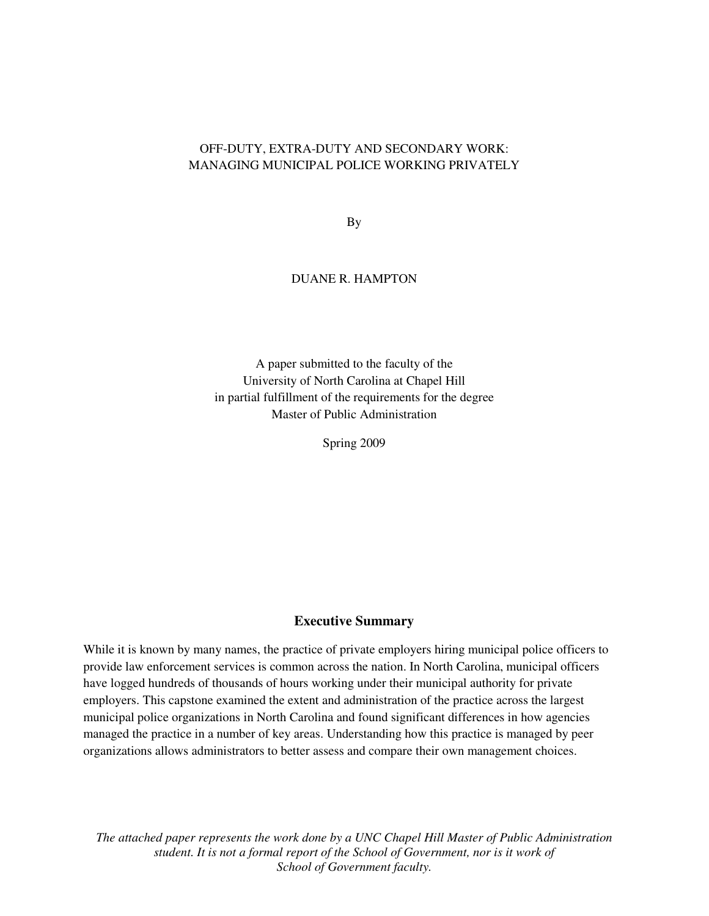# OFF-DUTY, EXTRA-DUTY AND SECONDARY WORK: MANAGING MUNICIPAL POLICE WORKING PRIVATELY

By

DUANE R. HAMPTON

A paper submitted to the faculty of the
University of North Carolina at Chapel Hill
in partial fulfillment of the requirements for the degree
Master of Public Administration

Spring 2009

## Executive Summary

While it is known by many names, the practice of private employers hiring municipal police officers to provide law enforcement services is common across the nation. In North Carolina, municipal officers have logged hundreds of thousands of hours working under their municipal authority for private employers. This capstone examined the extent and administration of the practice across the largest municipal police organizations in North Carolina and found significant differences in how agencies managed the practice in a number of key areas. Understanding how this practice is managed by peer organizations allows administrators to better assess and compare their own management choices.

*The attached paper represents the work done by a UNC Chapel Hill Master of Public Administration student. It is not a formal report of the School of Government, nor is it work of School of Government faculty.*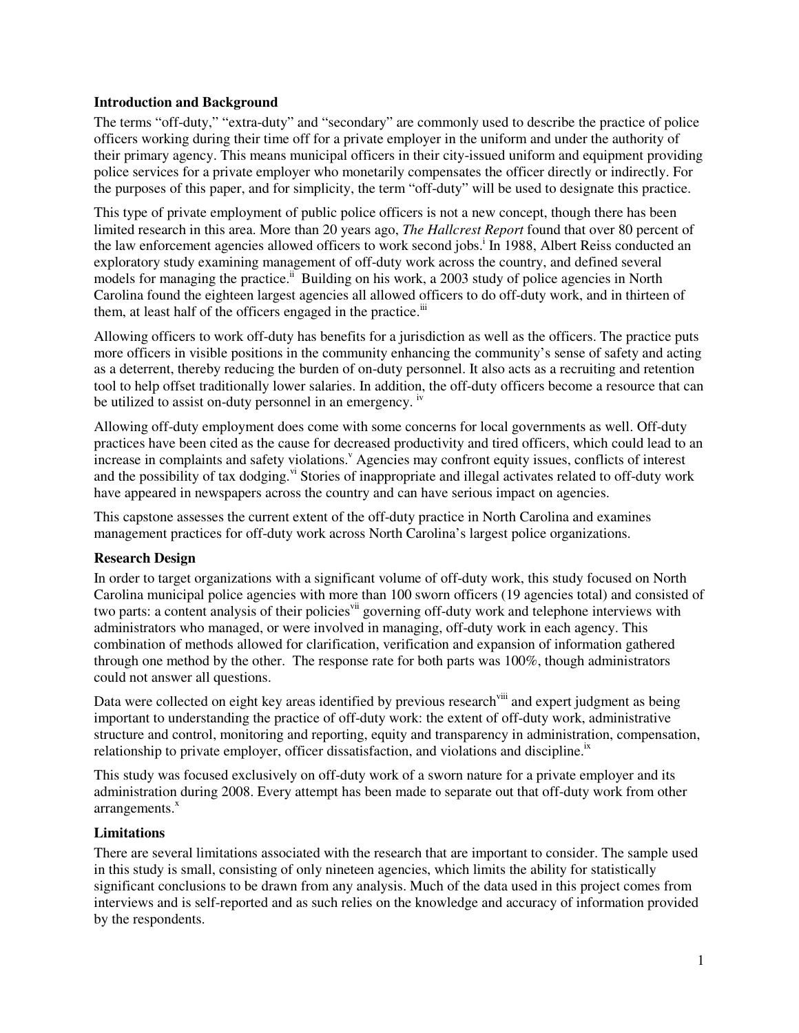**Introduction and Background**

The terms "off-duty," "extra-duty" and "secondary" are commonly used to describe the practice of police officers working during their time off for a private employer in the uniform and under the authority of their primary agency. This means municipal officers in their city-issued uniform and equipment providing police services for a private employer who monetarily compensates the officer directly or indirectly. For the purposes of this paper, and for simplicity, the term "off-duty" will be used to designate this practice.

This type of private employment of public police officers is not a new concept, though there has been limited research in this area. More than 20 years ago, *The Hallcrest Report* found that over 80 percent of the law enforcement agencies allowed officers to work second jobs.[i] In 1988, Albert Reiss conducted an exploratory study examining management of off-duty work across the country, and defined several models for managing the practice.[ii] Building on his work, a 2003 study of police agencies in North Carolina found the eighteen largest agencies all allowed officers to do off-duty work, and in thirteen of them, at least half of the officers engaged in the practice.[iii]

Allowing officers to work off-duty has benefits for a jurisdiction as well as the officers. The practice puts more officers in visible positions in the community enhancing the community's sense of safety and acting as a deterrent, thereby reducing the burden of on-duty personnel. It also acts as a recruiting and retention tool to help offset traditionally lower salaries. In addition, the off-duty officers become a resource that can be utilized to assist on-duty personnel in an emergency. [iv]

Allowing off-duty employment does come with some concerns for local governments as well. Off-duty practices have been cited as the cause for decreased productivity and tired officers, which could lead to an increase in complaints and safety violations.[v] Agencies may confront equity issues, conflicts of interest and the possibility of tax dodging.[vi] Stories of inappropriate and illegal activates related to off-duty work have appeared in newspapers across the country and can have serious impact on agencies.

This capstone assesses the current extent of the off-duty practice in North Carolina and examines management practices for off-duty work across North Carolina's largest police organizations.

**Research Design**

In order to target organizations with a significant volume of off-duty work, this study focused on North Carolina municipal police agencies with more than 100 sworn officers (19 agencies total) and consisted of two parts: a content analysis of their policies[vii] governing off-duty work and telephone interviews with administrators who managed, or were involved in managing, off-duty work in each agency. This combination of methods allowed for clarification, verification and expansion of information gathered through one method by the other. The response rate for both parts was 100%, though administrators could not answer all questions.

Data were collected on eight key areas identified by previous research[viii] and expert judgment as being important to understanding the practice of off-duty work: the extent of off-duty work, administrative structure and control, monitoring and reporting, equity and transparency in administration, compensation, relationship to private employer, officer dissatisfaction, and violations and discipline.[ix]

This study was focused exclusively on off-duty work of a sworn nature for a private employer and its administration during 2008. Every attempt has been made to separate out that off-duty work from other arrangements.[x]

**Limitations**

There are several limitations associated with the research that are important to consider. The sample used in this study is small, consisting of only nineteen agencies, which limits the ability for statistically significant conclusions to be drawn from any analysis. Much of the data used in this project comes from interviews and is self-reported and as such relies on the knowledge and accuracy of information provided by the respondents.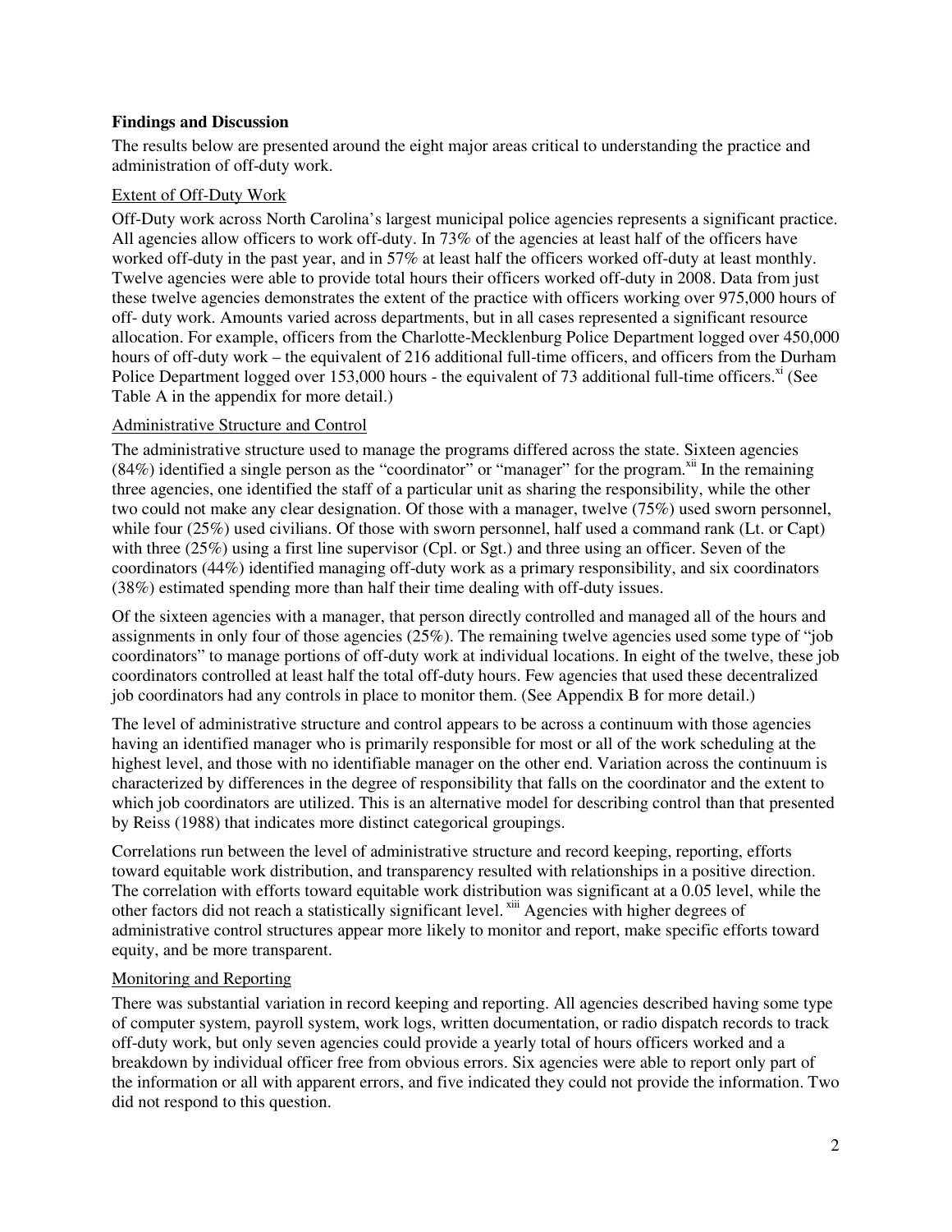**Findings and Discussion**

The results below are presented around the eight major areas critical to understanding the practice and administration of off-duty work.

Extent of Off-Duty Work

Off-Duty work across North Carolina's largest municipal police agencies represents a significant practice. All agencies allow officers to work off-duty. In 73% of the agencies at least half of the officers have worked off-duty in the past year, and in 57% at least half the officers worked off-duty at least monthly. Twelve agencies were able to provide total hours their officers worked off-duty in 2008. Data from just these twelve agencies demonstrates the extent of the practice with officers working over 975,000 hours of off- duty work. Amounts varied across departments, but in all cases represented a significant resource allocation. For example, officers from the Charlotte-Mecklenburg Police Department logged over 450,000 hours of off-duty work – the equivalent of 216 additional full-time officers, and officers from the Durham Police Department logged over 153,000 hours - the equivalent of 73 additional full-time officers.[xi] (See Table A in the appendix for more detail.)

Administrative Structure and Control

The administrative structure used to manage the programs differed across the state. Sixteen agencies (84%) identified a single person as the "coordinator" or "manager" for the program.[xii] In the remaining three agencies, one identified the staff of a particular unit as sharing the responsibility, while the other two could not make any clear designation. Of those with a manager, twelve (75%) used sworn personnel, while four (25%) used civilians. Of those with sworn personnel, half used a command rank (Lt. or Capt) with three (25%) using a first line supervisor (Cpl. or Sgt.) and three using an officer. Seven of the coordinators (44%) identified managing off-duty work as a primary responsibility, and six coordinators (38%) estimated spending more than half their time dealing with off-duty issues.

Of the sixteen agencies with a manager, that person directly controlled and managed all of the hours and assignments in only four of those agencies (25%). The remaining twelve agencies used some type of "job coordinators" to manage portions of off-duty work at individual locations. In eight of the twelve, these job coordinators controlled at least half the total off-duty hours. Few agencies that used these decentralized job coordinators had any controls in place to monitor them. (See Appendix B for more detail.)

The level of administrative structure and control appears to be across a continuum with those agencies having an identified manager who is primarily responsible for most or all of the work scheduling at the highest level, and those with no identifiable manager on the other end. Variation across the continuum is characterized by differences in the degree of responsibility that falls on the coordinator and the extent to which job coordinators are utilized. This is an alternative model for describing control than that presented by Reiss (1988) that indicates more distinct categorical groupings.

Correlations run between the level of administrative structure and record keeping, reporting, efforts toward equitable work distribution, and transparency resulted with relationships in a positive direction. The correlation with efforts toward equitable work distribution was significant at a 0.05 level, while the other factors did not reach a statistically significant level.[xiii] Agencies with higher degrees of administrative control structures appear more likely to monitor and report, make specific efforts toward equity, and be more transparent.

Monitoring and Reporting

There was substantial variation in record keeping and reporting. All agencies described having some type of computer system, payroll system, work logs, written documentation, or radio dispatch records to track off-duty work, but only seven agencies could provide a yearly total of hours officers worked and a breakdown by individual officer free from obvious errors. Six agencies were able to report only part of the information or all with apparent errors, and five indicated they could not provide the information. Two did not respond to this question.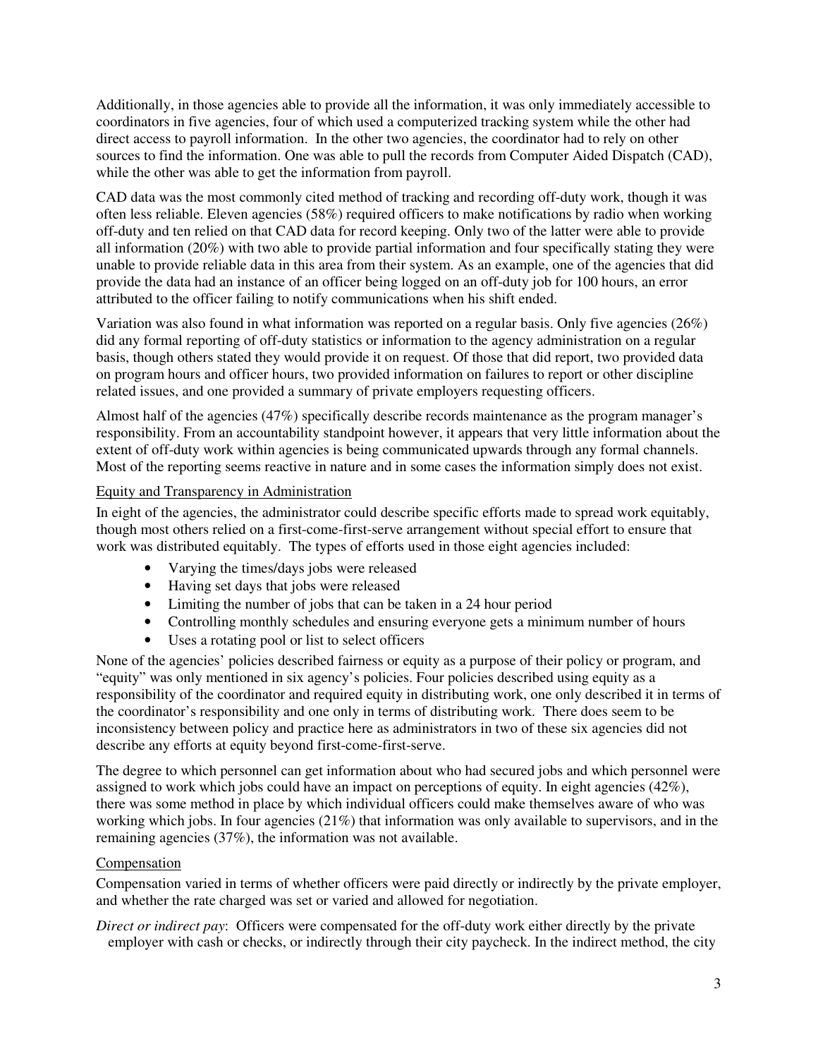Additionally, in those agencies able to provide all the information, it was only immediately accessible to coordinators in five agencies, four of which used a computerized tracking system while the other had direct access to payroll information. In the other two agencies, the coordinator had to rely on other sources to find the information. One was able to pull the records from Computer Aided Dispatch (CAD), while the other was able to get the information from payroll.

CAD data was the most commonly cited method of tracking and recording off-duty work, though it was often less reliable. Eleven agencies (58%) required officers to make notifications by radio when working off-duty and ten relied on that CAD data for record keeping. Only two of the latter were able to provide all information (20%) with two able to provide partial information and four specifically stating they were unable to provide reliable data in this area from their system. As an example, one of the agencies that did provide the data had an instance of an officer being logged on an off-duty job for 100 hours, an error attributed to the officer failing to notify communications when his shift ended.

Variation was also found in what information was reported on a regular basis. Only five agencies (26%) did any formal reporting of off-duty statistics or information to the agency administration on a regular basis, though others stated they would provide it on request. Of those that did report, two provided data on program hours and officer hours, two provided information on failures to report or other discipline related issues, and one provided a summary of private employers requesting officers.

Almost half of the agencies (47%) specifically describe records maintenance as the program manager's responsibility. From an accountability standpoint however, it appears that very little information about the extent of off-duty work within agencies is being communicated upwards through any formal channels. Most of the reporting seems reactive in nature and in some cases the information simply does not exist.

### Equity and Transparency in Administration

In eight of the agencies, the administrator could describe specific efforts made to spread work equitably, though most others relied on a first-come-first-serve arrangement without special effort to ensure that work was distributed equitably. The types of efforts used in those eight agencies included:

- Varying the times/days jobs were released
- Having set days that jobs were released
- Limiting the number of jobs that can be taken in a 24 hour period
- Controlling monthly schedules and ensuring everyone gets a minimum number of hours
- Uses a rotating pool or list to select officers

None of the agencies' policies described fairness or equity as a purpose of their policy or program, and "equity" was only mentioned in six agency's policies. Four policies described using equity as a responsibility of the coordinator and required equity in distributing work, one only described it in terms of the coordinator's responsibility and one only in terms of distributing work. There does seem to be inconsistency between policy and practice here as administrators in two of these six agencies did not describe any efforts at equity beyond first-come-first-serve.

The degree to which personnel can get information about who had secured jobs and which personnel were assigned to work which jobs could have an impact on perceptions of equity. In eight agencies (42%), there was some method in place by which individual officers could make themselves aware of who was working which jobs. In four agencies (21%) that information was only available to supervisors, and in the remaining agencies (37%), the information was not available.

### Compensation

Compensation varied in terms of whether officers were paid directly or indirectly by the private employer, and whether the rate charged was set or varied and allowed for negotiation.

*Direct or indirect pay*: Officers were compensated for the off-duty work either directly by the private employer with cash or checks, or indirectly through their city paycheck. In the indirect method, the city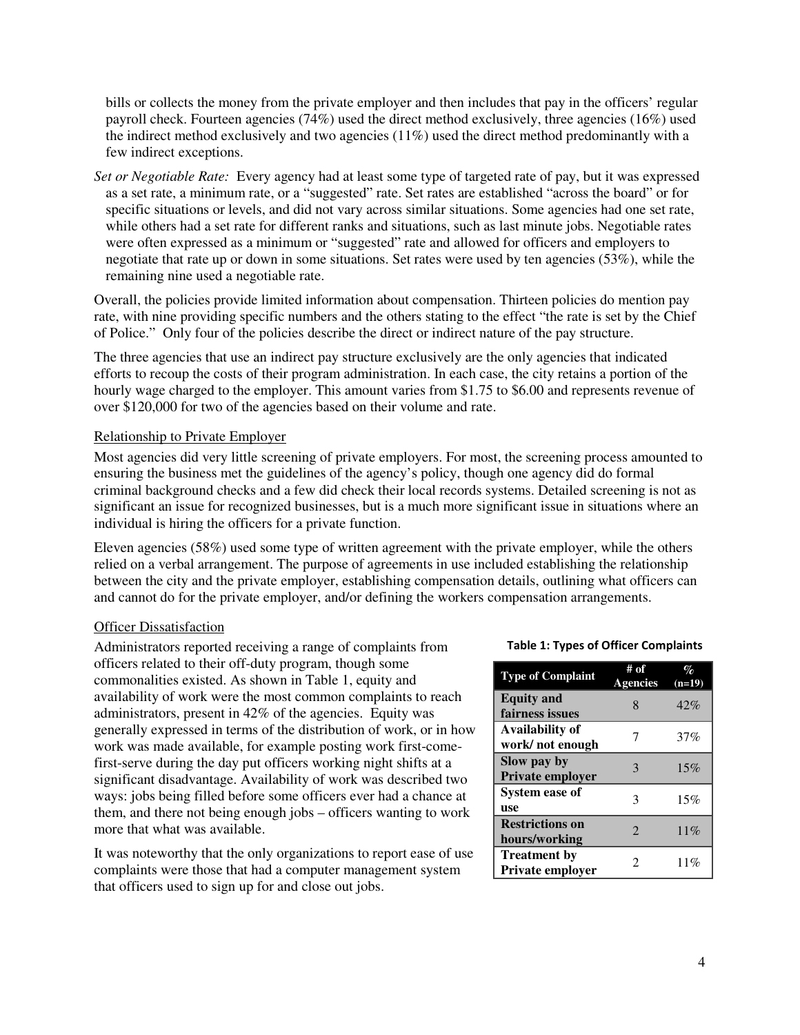bills or collects the money from the private employer and then includes that pay in the officers' regular payroll check. Fourteen agencies (74%) used the direct method exclusively, three agencies (16%) used the indirect method exclusively and two agencies (11%) used the direct method predominantly with a few indirect exceptions.

*Set or Negotiable Rate:* Every agency had at least some type of targeted rate of pay, but it was expressed as a set rate, a minimum rate, or a "suggested" rate. Set rates are established "across the board" or for specific situations or levels, and did not vary across similar situations. Some agencies had one set rate, while others had a set rate for different ranks and situations, such as last minute jobs. Negotiable rates were often expressed as a minimum or "suggested" rate and allowed for officers and employers to negotiate that rate up or down in some situations. Set rates were used by ten agencies (53%), while the remaining nine used a negotiable rate.

Overall, the policies provide limited information about compensation. Thirteen policies do mention pay rate, with nine providing specific numbers and the others stating to the effect "the rate is set by the Chief of Police." Only four of the policies describe the direct or indirect nature of the pay structure.

The three agencies that use an indirect pay structure exclusively are the only agencies that indicated efforts to recoup the costs of their program administration. In each case, the city retains a portion of the hourly wage charged to the employer. This amount varies from $1.75 to $6.00 and represents revenue of over $120,000 for two of the agencies based on their volume and rate.

## Relationship to Private Employer

Most agencies did very little screening of private employers. For most, the screening process amounted to ensuring the business met the guidelines of the agency's policy, though one agency did do formal criminal background checks and a few did check their local records systems. Detailed screening is not as significant an issue for recognized businesses, but is a much more significant issue in situations where an individual is hiring the officers for a private function.

Eleven agencies (58%) used some type of written agreement with the private employer, while the others relied on a verbal arrangement. The purpose of agreements in use included establishing the relationship between the city and the private employer, establishing compensation details, outlining what officers can and cannot do for the private employer, and/or defining the workers compensation arrangements.

## Officer Dissatisfaction

Administrators reported receiving a range of complaints from officers related to their off-duty program, though some commonalities existed. As shown in Table 1, equity and availability of work were the most common complaints to reach administrators, present in 42% of the agencies. Equity was generally expressed in terms of the distribution of work, or in how work was made available, for example posting work first-come-first-serve during the day put officers working night shifts at a significant disadvantage. Availability of work was described two ways: jobs being filled before some officers ever had a chance at them, and there not being enough jobs – officers wanting to work more that what was available.

It was noteworthy that the only organizations to report ease of use complaints were those that had a computer management system that officers used to sign up for and close out jobs.

**Table 1: Types of Officer Complaints**

| Type of Complaint | # of Agencies | % (n=19) |
|---|---|---|
| **Equity and fairness issues** | 8 | 42% |
| **Availability of work/ not enough** | 7 | 37% |
| **Slow pay by Private employer** | 3 | 15% |
| **System ease of use** | 3 | 15% |
| **Restrictions on hours/working** | 2 | 11% |
| **Treatment by Private employer** | 2 | 11% |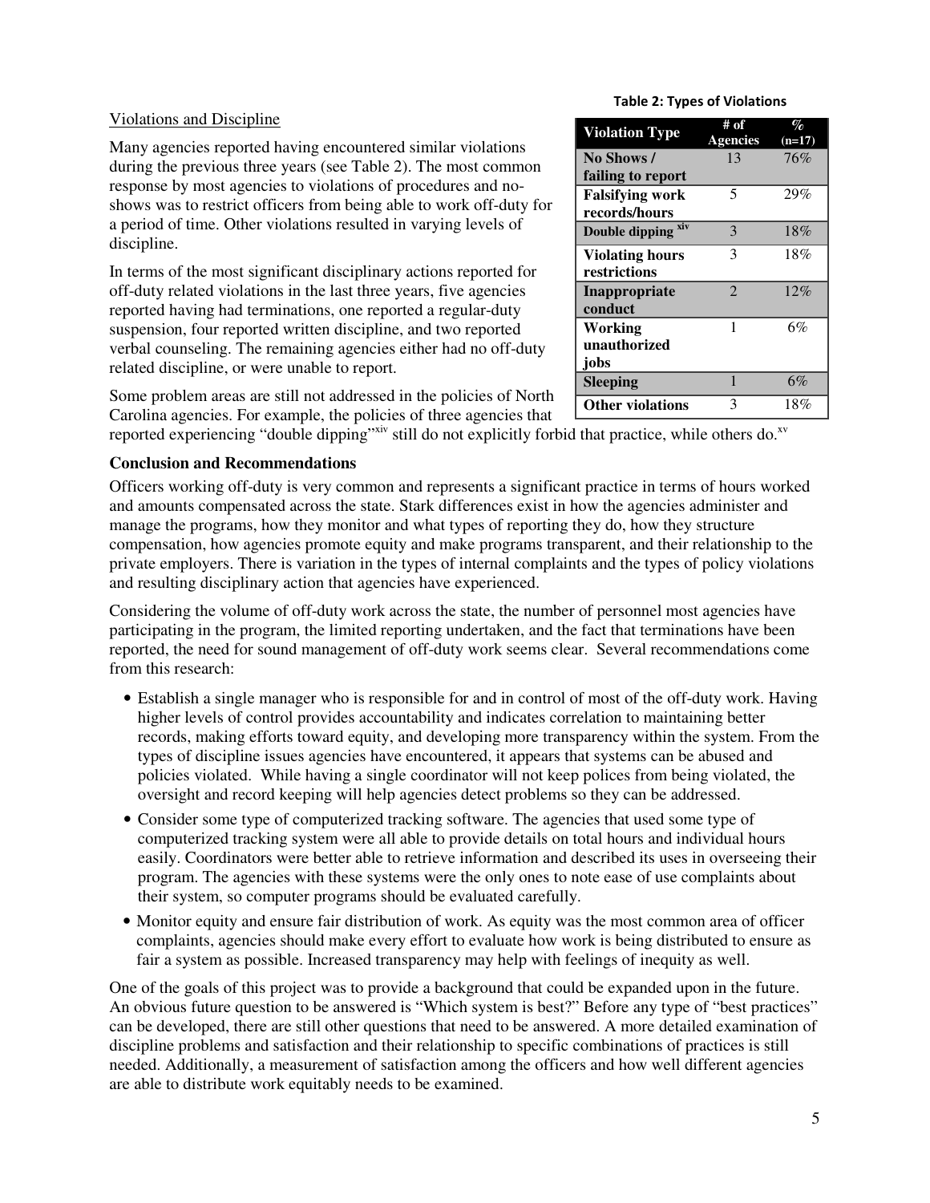## Violations and Discipline

Many agencies reported having encountered similar violations during the previous three years (see Table 2). The most common response by most agencies to violations of procedures and no-shows was to restrict officers from being able to work off-duty for a period of time. Other violations resulted in varying levels of discipline.

In terms of the most significant disciplinary actions reported for off-duty related violations in the last three years, five agencies reported having had terminations, one reported a regular-duty suspension, four reported written discipline, and two reported verbal counseling. The remaining agencies either had no off-duty related discipline, or were unable to report.

**Table 2: Types of Violations**

| Violation Type | # of Agencies | % (n=17) |
|---|---|---|
| No Shows / failing to report | 13 | 76% |
| Falsifying work records/hours | 5 | 29% |
| Double dipping [xiv] | 3 | 18% |
| Violating hours restrictions | 3 | 18% |
| Inappropriate conduct | 2 | 12% |
| Working unauthorized jobs | 1 | 6% |
| Sleeping | 1 | 6% |
| Other violations | 3 | 18% |

Some problem areas are still not addressed in the policies of North Carolina agencies. For example, the policies of three agencies that reported experiencing "double dipping"[xiv] still do not explicitly forbid that practice, while others do.[xv]

### Conclusion and Recommendations

Officers working off-duty is very common and represents a significant practice in terms of hours worked and amounts compensated across the state. Stark differences exist in how the agencies administer and manage the programs, how they monitor and what types of reporting they do, how they structure compensation, how agencies promote equity and make programs transparent, and their relationship to the private employers. There is variation in the types of internal complaints and the types of policy violations and resulting disciplinary action that agencies have experienced.

Considering the volume of off-duty work across the state, the number of personnel most agencies have participating in the program, the limited reporting undertaken, and the fact that terminations have been reported, the need for sound management of off-duty work seems clear. Several recommendations come from this research:

- Establish a single manager who is responsible for and in control of most of the off-duty work. Having higher levels of control provides accountability and indicates correlation to maintaining better records, making efforts toward equity, and developing more transparency within the system. From the types of discipline issues agencies have encountered, it appears that systems can be abused and policies violated. While having a single coordinator will not keep polices from being violated, the oversight and record keeping will help agencies detect problems so they can be addressed.
- Consider some type of computerized tracking software. The agencies that used some type of computerized tracking system were all able to provide details on total hours and individual hours easily. Coordinators were better able to retrieve information and described its uses in overseeing their program. The agencies with these systems were the only ones to note ease of use complaints about their system, so computer programs should be evaluated carefully.
- Monitor equity and ensure fair distribution of work. As equity was the most common area of officer complaints, agencies should make every effort to evaluate how work is being distributed to ensure as fair a system as possible. Increased transparency may help with feelings of inequity as well.

One of the goals of this project was to provide a background that could be expanded upon in the future. An obvious future question to be answered is "Which system is best?" Before any type of "best practices" can be developed, there are still other questions that need to be answered. A more detailed examination of discipline problems and satisfaction and their relationship to specific combinations of practices is still needed. Additionally, a measurement of satisfaction among the officers and how well different agencies are able to distribute work equitably needs to be examined.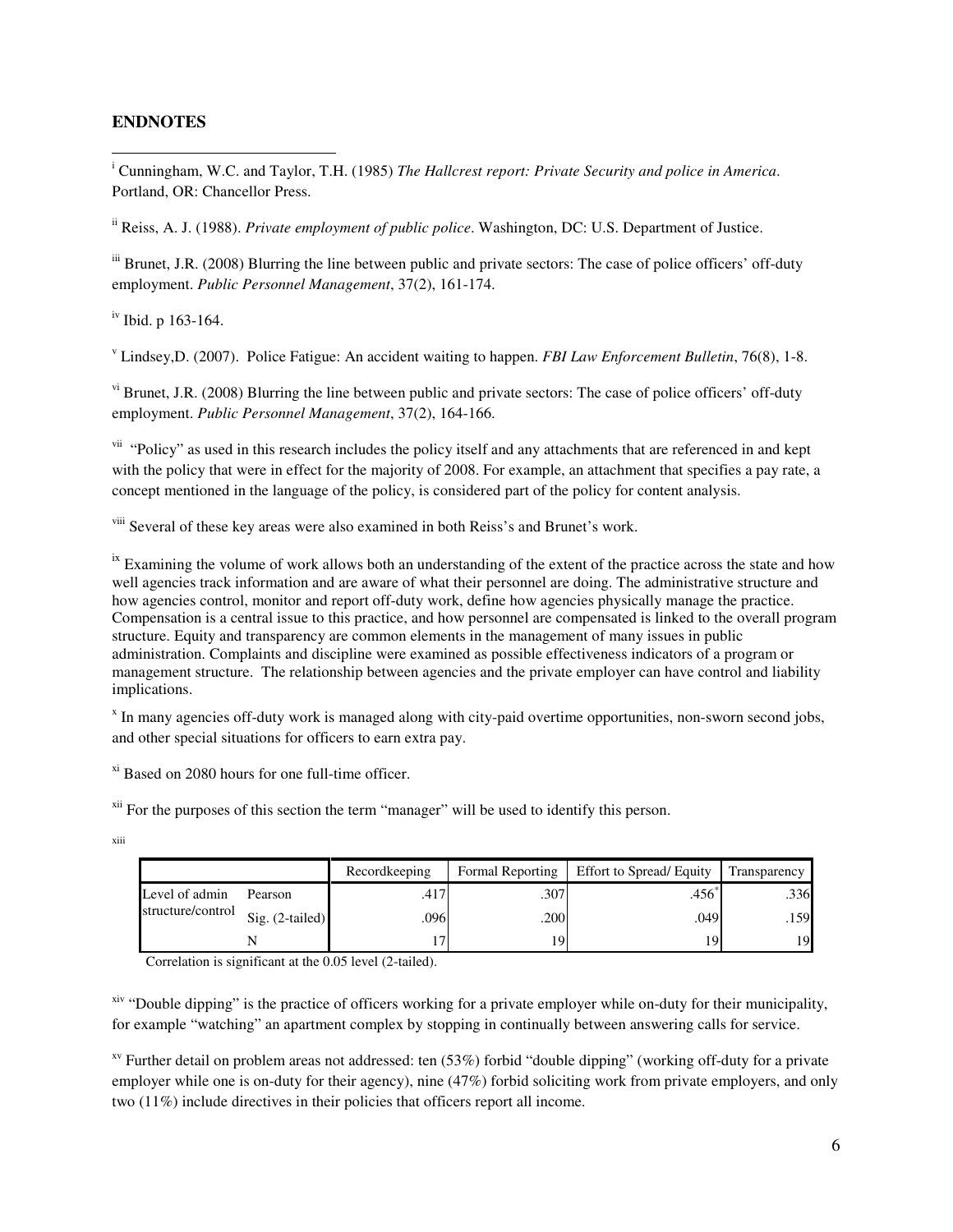## ENDNOTES

[i] Cunningham, W.C. and Taylor, T.H. (1985) *The Hallcrest report: Private Security and police in America*. Portland, OR: Chancellor Press.

[ii] Reiss, A. J. (1988). *Private employment of public police*. Washington, DC: U.S. Department of Justice.

[iii] Brunet, J.R. (2008) Blurring the line between public and private sectors: The case of police officers' off-duty employment. *Public Personnel Management*, 37(2), 161-174.

[iv] Ibid. p 163-164.

[v] Lindsey,D. (2007). Police Fatigue: An accident waiting to happen. *FBI Law Enforcement Bulletin*, 76(8), 1-8.

[vi] Brunet, J.R. (2008) Blurring the line between public and private sectors: The case of police officers' off-duty employment. *Public Personnel Management*, 37(2), 164-166.

[vii] "Policy" as used in this research includes the policy itself and any attachments that are referenced in and kept with the policy that were in effect for the majority of 2008. For example, an attachment that specifies a pay rate, a concept mentioned in the language of the policy, is considered part of the policy for content analysis.

[viii] Several of these key areas were also examined in both Reiss's and Brunet's work.

[ix] Examining the volume of work allows both an understanding of the extent of the practice across the state and how well agencies track information and are aware of what their personnel are doing. The administrative structure and how agencies control, monitor and report off-duty work, define how agencies physically manage the practice. Compensation is a central issue to this practice, and how personnel are compensated is linked to the overall program structure. Equity and transparency are common elements in the management of many issues in public administration. Complaints and discipline were examined as possible effectiveness indicators of a program or management structure. The relationship between agencies and the private employer can have control and liability implications.

[x] In many agencies off-duty work is managed along with city-paid overtime opportunities, non-sworn second jobs, and other special situations for officers to earn extra pay.

[xi] Based on 2080 hours for one full-time officer.

[xii] For the purposes of this section the term "manager" will be used to identify this person.

[xiii]

| | | Recordkeeping | Formal Reporting | Effort to Spread/ Equity | Transparency |
|---|---|---|---|---|---|
| Level of admin structure/control | Pearson | .417 | .307 | .456* | .336 |
| | Sig. (2-tailed) | .096 | .200 | .049 | .159 |
| | N | 17 | 19 | 19 | 19 |

Correlation is significant at the 0.05 level (2-tailed).

[xiv] "Double dipping" is the practice of officers working for a private employer while on-duty for their municipality, for example "watching" an apartment complex by stopping in continually between answering calls for service.

[xv] Further detail on problem areas not addressed: ten (53%) forbid "double dipping" (working off-duty for a private employer while one is on-duty for their agency), nine (47%) forbid soliciting work from private employers, and only two (11%) include directives in their policies that officers report all income.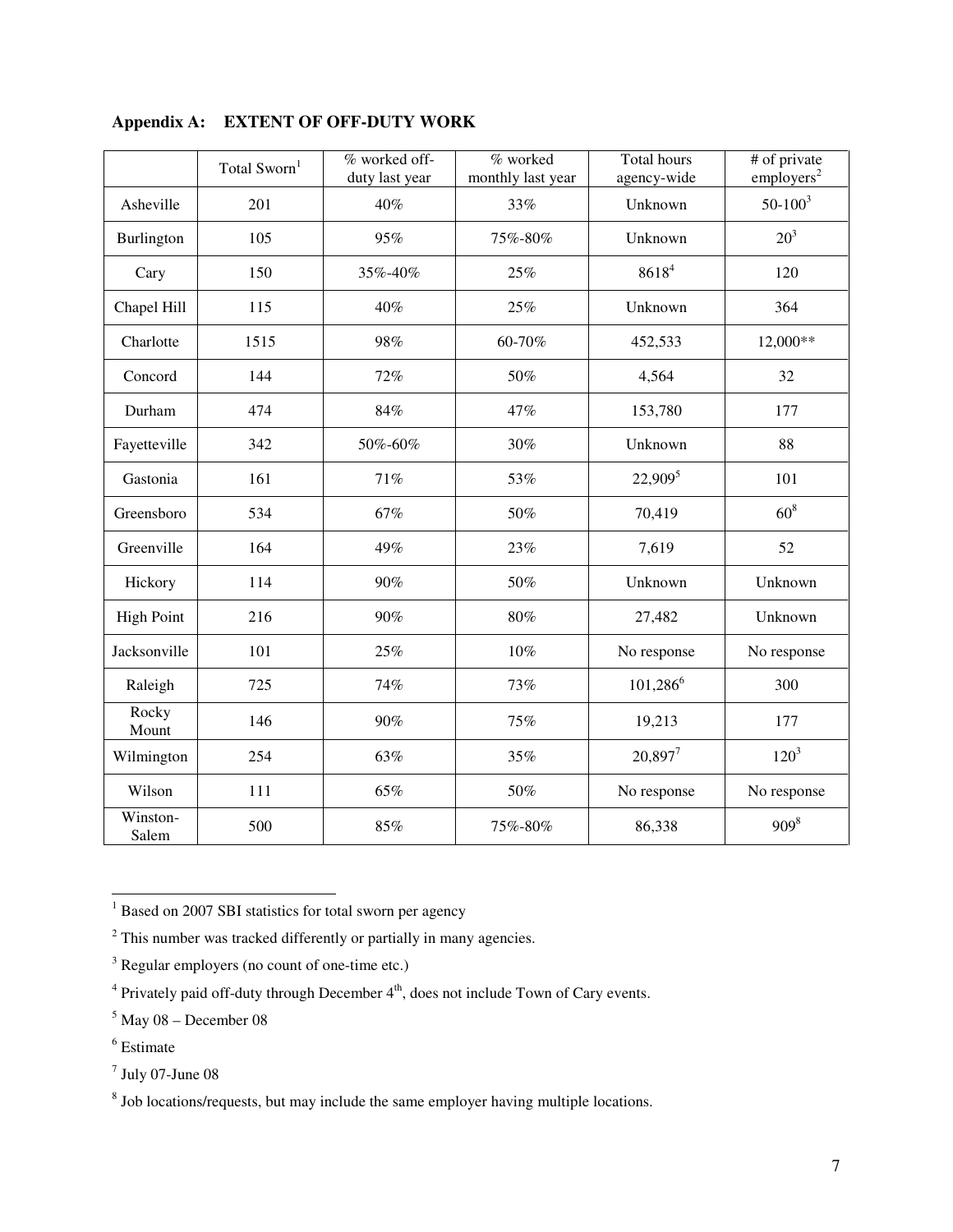**Appendix A: EXTENT OF OFF-DUTY WORK**

| | Total Sworn[1] | % worked off-duty last year | % worked monthly last year | Total hours agency-wide | # of private employers[2] |
|---|---|---|---|---|---|
| Asheville | 201 | 40% | 33% | Unknown | 50-100[3] |
| Burlington | 105 | 95% | 75%-80% | Unknown | 20[3] |
| Cary | 150 | 35%-40% | 25% | 8618[4] | 120 |
| Chapel Hill | 115 | 40% | 25% | Unknown | 364 |
| Charlotte | 1515 | 98% | 60-70% | 452,533 | 12,000** |
| Concord | 144 | 72% | 50% | 4,564 | 32 |
| Durham | 474 | 84% | 47% | 153,780 | 177 |
| Fayetteville | 342 | 50%-60% | 30% | Unknown | 88 |
| Gastonia | 161 | 71% | 53% | 22,909[5] | 101 |
| Greensboro | 534 | 67% | 50% | 70,419 | 60[8] |
| Greenville | 164 | 49% | 23% | 7,619 | 52 |
| Hickory | 114 | 90% | 50% | Unknown | Unknown |
| High Point | 216 | 90% | 80% | 27,482 | Unknown |
| Jacksonville | 101 | 25% | 10% | No response | No response |
| Raleigh | 725 | 74% | 73% | 101,286[6] | 300 |
| Rocky Mount | 146 | 90% | 75% | 19,213 | 177 |
| Wilmington | 254 | 63% | 35% | 20,897[7] | 120[3] |
| Wilson | 111 | 65% | 50% | No response | No response |
| Winston-Salem | 500 | 85% | 75%-80% | 86,338 | 909[8] |

[1] Based on 2007 SBI statistics for total sworn per agency

[2] This number was tracked differently or partially in many agencies.

[3] Regular employers (no count of one-time etc.)

[4] Privately paid off-duty through December 4th, does not include Town of Cary events.

[5] May 08 – December 08

[6] Estimate

[7] July 07-June 08

[8] Job locations/requests, but may include the same employer having multiple locations.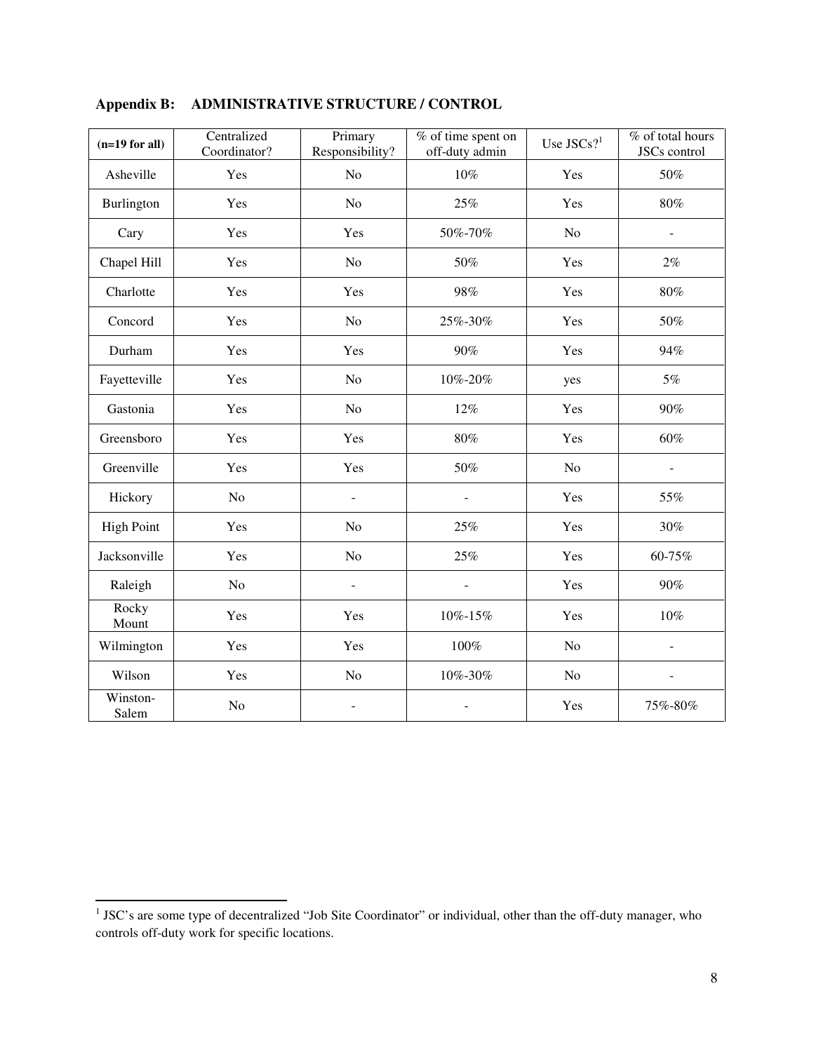## Appendix B: ADMINISTRATIVE STRUCTURE / CONTROL

| (n=19 for all) | Centralized Coordinator? | Primary Responsibility? | % of time spent on off-duty admin | Use JSCs?[1] | % of total hours JSCs control |
|---|---|---|---|---|---|
| Asheville | Yes | No | 10% | Yes | 50% |
| Burlington | Yes | No | 25% | Yes | 80% |
| Cary | Yes | Yes | 50%-70% | No | - |
| Chapel Hill | Yes | No | 50% | Yes | 2% |
| Charlotte | Yes | Yes | 98% | Yes | 80% |
| Concord | Yes | No | 25%-30% | Yes | 50% |
| Durham | Yes | Yes | 90% | Yes | 94% |
| Fayetteville | Yes | No | 10%-20% | yes | 5% |
| Gastonia | Yes | No | 12% | Yes | 90% |
| Greensboro | Yes | Yes | 80% | Yes | 60% |
| Greenville | Yes | Yes | 50% | No | - |
| Hickory | No | - | - | Yes | 55% |
| High Point | Yes | No | 25% | Yes | 30% |
| Jacksonville | Yes | No | 25% | Yes | 60-75% |
| Raleigh | No | - | - | Yes | 90% |
| Rocky Mount | Yes | Yes | 10%-15% | Yes | 10% |
| Wilmington | Yes | Yes | 100% | No | - |
| Wilson | Yes | No | 10%-30% | No | - |
| Winston-Salem | No | - | - | Yes | 75%-80% |

[1] JSC's are some type of decentralized "Job Site Coordinator" or individual, other than the off-duty manager, who controls off-duty work for specific locations.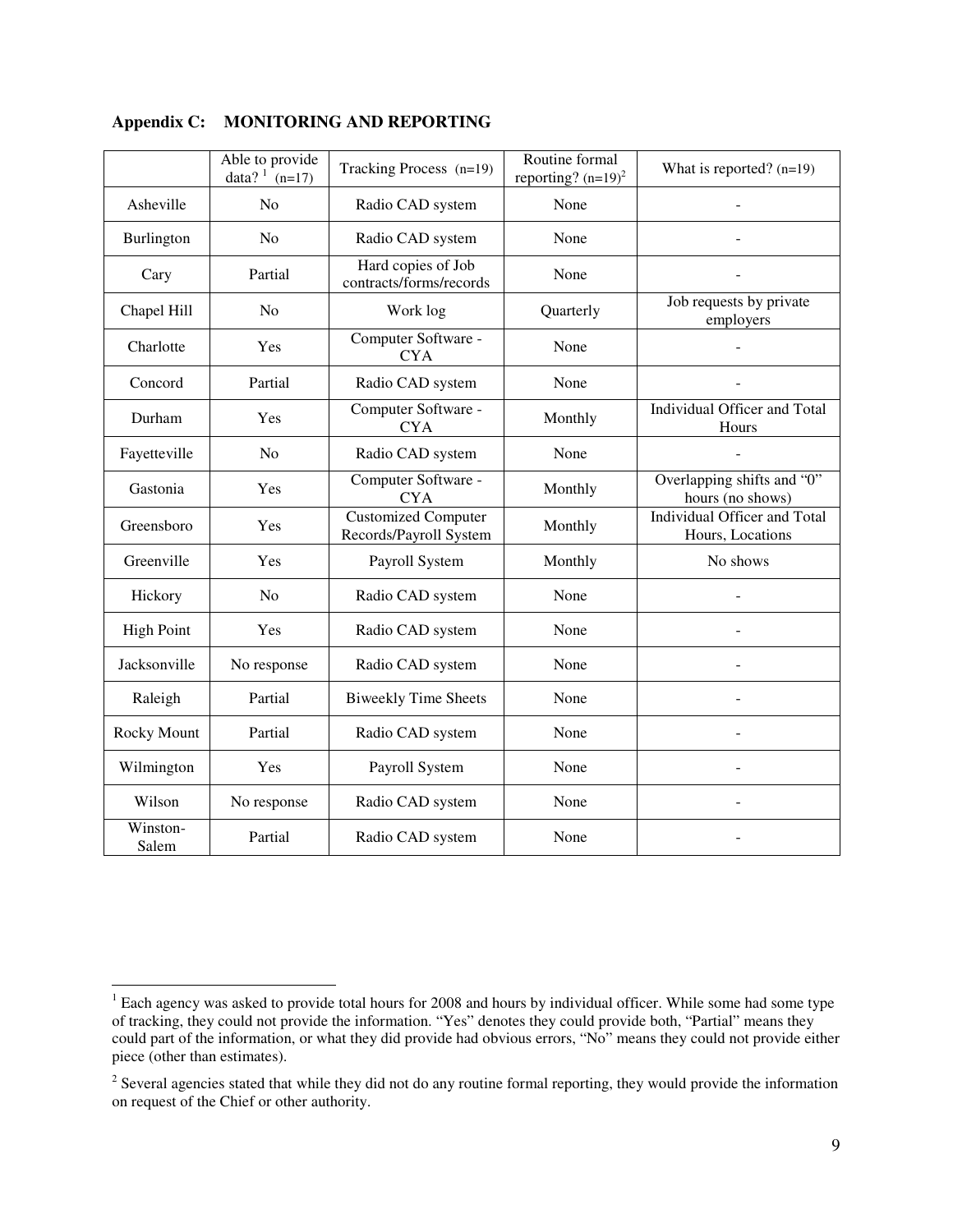## Appendix C: MONITORING AND REPORTING

| | Able to provide data? [1] (n=17) | Tracking Process (n=19) | Routine formal reporting? (n=19)[2] | What is reported? (n=19) |
|---|---|---|---|---|
| Asheville | No | Radio CAD system | None | - |
| Burlington | No | Radio CAD system | None | - |
| Cary | Partial | Hard copies of Job contracts/forms/records | None | - |
| Chapel Hill | No | Work log | Quarterly | Job requests by private employers |
| Charlotte | Yes | Computer Software - CYA | None | - |
| Concord | Partial | Radio CAD system | None | - |
| Durham | Yes | Computer Software - CYA | Monthly | Individual Officer and Total Hours |
| Fayetteville | No | Radio CAD system | None | - |
| Gastonia | Yes | Computer Software - CYA | Monthly | Overlapping shifts and "0" hours (no shows) |
| Greensboro | Yes | Customized Computer Records/Payroll System | Monthly | Individual Officer and Total Hours, Locations |
| Greenville | Yes | Payroll System | Monthly | No shows |
| Hickory | No | Radio CAD system | None | - |
| High Point | Yes | Radio CAD system | None | - |
| Jacksonville | No response | Radio CAD system | None | - |
| Raleigh | Partial | Biweekly Time Sheets | None | - |
| Rocky Mount | Partial | Radio CAD system | None | - |
| Wilmington | Yes | Payroll System | None | - |
| Wilson | No response | Radio CAD system | None | - |
| Winston-Salem | Partial | Radio CAD system | None | - |

[1] Each agency was asked to provide total hours for 2008 and hours by individual officer. While some had some type of tracking, they could not provide the information. "Yes" denotes they could provide both, "Partial" means they could part of the information, or what they did provide had obvious errors, "No" means they could not provide either piece (other than estimates).

[2] Several agencies stated that while they did not do any routine formal reporting, they would provide the information on request of the Chief or other authority.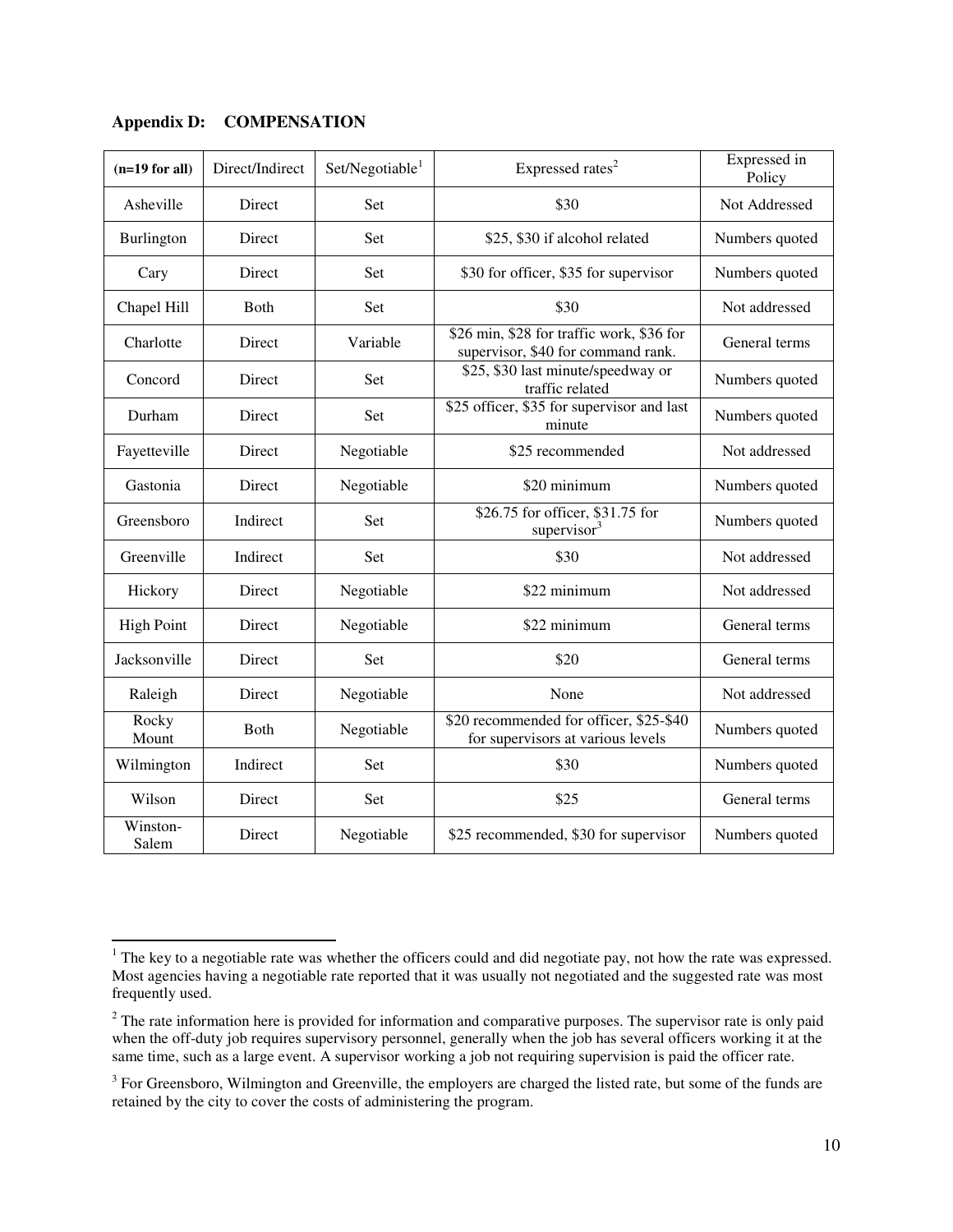## Appendix D: COMPENSATION

| (n=19 for all) | Direct/Indirect | Set/Negotiable[1] | Expressed rates[2] | Expressed in Policy |
|---|---|---|---|---|
| Asheville | Direct | Set | $30 | Not Addressed |
| Burlington | Direct | Set | $25, $30 if alcohol related | Numbers quoted |
| Cary | Direct | Set | $30 for officer, $35 for supervisor | Numbers quoted |
| Chapel Hill | Both | Set | $30 | Not addressed |
| Charlotte | Direct | Variable | $26 min, $28 for traffic work, $36 for supervisor, $40 for command rank. | General terms |
| Concord | Direct | Set | $25, $30 last minute/speedway or traffic related | Numbers quoted |
| Durham | Direct | Set | $25 officer, $35 for supervisor and last minute | Numbers quoted |
| Fayetteville | Direct | Negotiable | $25 recommended | Not addressed |
| Gastonia | Direct | Negotiable | $20 minimum | Numbers quoted |
| Greensboro | Indirect | Set | $26.75 for officer, $31.75 for supervisor[3] | Numbers quoted |
| Greenville | Indirect | Set | $30 | Not addressed |
| Hickory | Direct | Negotiable | $22 minimum | Not addressed |
| High Point | Direct | Negotiable | $22 minimum | General terms |
| Jacksonville | Direct | Set | $20 | General terms |
| Raleigh | Direct | Negotiable | None | Not addressed |
| Rocky Mount | Both | Negotiable | $20 recommended for officer, $25-$40 for supervisors at various levels | Numbers quoted |
| Wilmington | Indirect | Set | $30 | Numbers quoted |
| Wilson | Direct | Set | $25 | General terms |
| Winston-Salem | Direct | Negotiable | $25 recommended, $30 for supervisor | Numbers quoted |

[1] The key to a negotiable rate was whether the officers could and did negotiate pay, not how the rate was expressed. Most agencies having a negotiable rate reported that it was usually not negotiated and the suggested rate was most frequently used.

[2] The rate information here is provided for information and comparative purposes. The supervisor rate is only paid when the off-duty job requires supervisory personnel, generally when the job has several officers working it at the same time, such as a large event. A supervisor working a job not requiring supervision is paid the officer rate.

[3] For Greensboro, Wilmington and Greenville, the employers are charged the listed rate, but some of the funds are retained by the city to cover the costs of administering the program.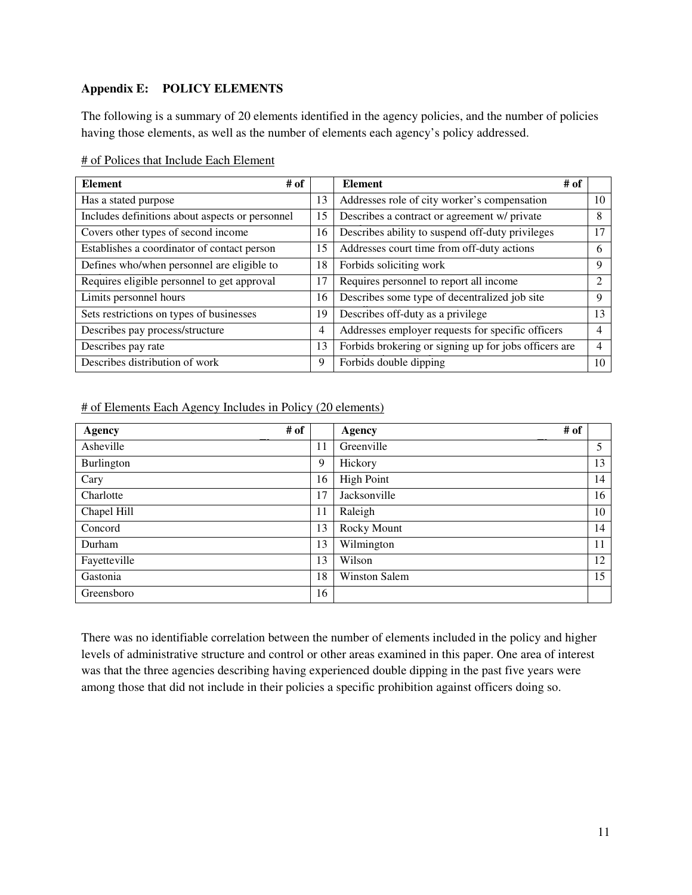**Appendix E: POLICY ELEMENTS**

The following is a summary of 20 elements identified in the agency policies, and the number of policies having those elements, as well as the number of elements each agency's policy addressed.

# of Polices that Include Each Element

| Element | # of | Element | # of |
|---|---|---|---|
| Has a stated purpose | 13 | Addresses role of city worker's compensation | 10 |
| Includes definitions about aspects or personnel | 15 | Describes a contract or agreement w/ private | 8 |
| Covers other types of second income | 16 | Describes ability to suspend off-duty privileges | 17 |
| Establishes a coordinator of contact person | 15 | Addresses court time from off-duty actions | 6 |
| Defines who/when personnel are eligible to | 18 | Forbids soliciting work | 9 |
| Requires eligible personnel to get approval | 17 | Requires personnel to report all income | 2 |
| Limits personnel hours | 16 | Describes some type of decentralized job site | 9 |
| Sets restrictions on types of businesses | 19 | Describes off-duty as a privilege | 13 |
| Describes pay process/structure | 4 | Addresses employer requests for specific officers | 4 |
| Describes pay rate | 13 | Forbids brokering or signing up for jobs officers are | 4 |
| Describes distribution of work | 9 | Forbids double dipping | 10 |

# of Elements Each Agency Includes in Policy (20 elements)

| Agency | # of | Agency | # of |
|---|---|---|---|
| Asheville | 11 | Greenville | 5 |
| Burlington | 9 | Hickory | 13 |
| Cary | 16 | High Point | 14 |
| Charlotte | 17 | Jacksonville | 16 |
| Chapel Hill | 11 | Raleigh | 10 |
| Concord | 13 | Rocky Mount | 14 |
| Durham | 13 | Wilmington | 11 |
| Fayetteville | 13 | Wilson | 12 |
| Gastonia | 18 | Winston Salem | 15 |
| Greensboro | 16 | | |

There was no identifiable correlation between the number of elements included in the policy and higher levels of administrative structure and control or other areas examined in this paper. One area of interest was that the three agencies describing having experienced double dipping in the past five years were among those that did not include in their policies a specific prohibition against officers doing so.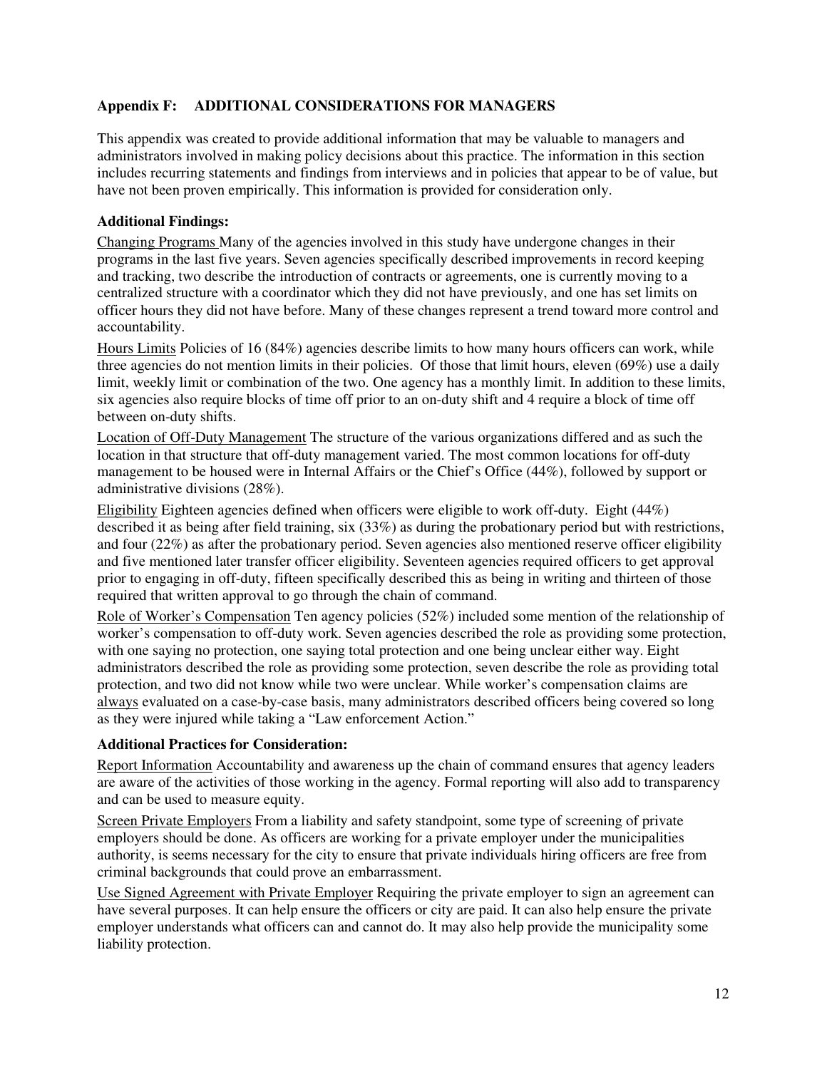## Appendix F: ADDITIONAL CONSIDERATIONS FOR MANAGERS

This appendix was created to provide additional information that may be valuable to managers and administrators involved in making policy decisions about this practice. The information in this section includes recurring statements and findings from interviews and in policies that appear to be of value, but have not been proven empirically. This information is provided for consideration only.

### Additional Findings:

Changing Programs Many of the agencies involved in this study have undergone changes in their programs in the last five years. Seven agencies specifically described improvements in record keeping and tracking, two describe the introduction of contracts or agreements, one is currently moving to a centralized structure with a coordinator which they did not have previously, and one has set limits on officer hours they did not have before. Many of these changes represent a trend toward more control and accountability.

Hours Limits Policies of 16 (84%) agencies describe limits to how many hours officers can work, while three agencies do not mention limits in their policies. Of those that limit hours, eleven (69%) use a daily limit, weekly limit or combination of the two. One agency has a monthly limit. In addition to these limits, six agencies also require blocks of time off prior to an on-duty shift and 4 require a block of time off between on-duty shifts.

Location of Off-Duty Management The structure of the various organizations differed and as such the location in that structure that off-duty management varied. The most common locations for off-duty management to be housed were in Internal Affairs or the Chief's Office (44%), followed by support or administrative divisions (28%).

Eligibility Eighteen agencies defined when officers were eligible to work off-duty. Eight (44%) described it as being after field training, six (33%) as during the probationary period but with restrictions, and four (22%) as after the probationary period. Seven agencies also mentioned reserve officer eligibility and five mentioned later transfer officer eligibility. Seventeen agencies required officers to get approval prior to engaging in off-duty, fifteen specifically described this as being in writing and thirteen of those required that written approval to go through the chain of command.

Role of Worker's Compensation Ten agency policies (52%) included some mention of the relationship of worker's compensation to off-duty work. Seven agencies described the role as providing some protection, with one saying no protection, one saying total protection and one being unclear either way. Eight administrators described the role as providing some protection, seven describe the role as providing total protection, and two did not know while two were unclear. While worker's compensation claims are always evaluated on a case-by-case basis, many administrators described officers being covered so long as they were injured while taking a "Law enforcement Action."

### Additional Practices for Consideration:

Report Information Accountability and awareness up the chain of command ensures that agency leaders are aware of the activities of those working in the agency. Formal reporting will also add to transparency and can be used to measure equity.

Screen Private Employers From a liability and safety standpoint, some type of screening of private employers should be done. As officers are working for a private employer under the municipalities authority, is seems necessary for the city to ensure that private individuals hiring officers are free from criminal backgrounds that could prove an embarrassment.

Use Signed Agreement with Private Employer Requiring the private employer to sign an agreement can have several purposes. It can help ensure the officers or city are paid. It can also help ensure the private employer understands what officers can and cannot do. It may also help provide the municipality some liability protection.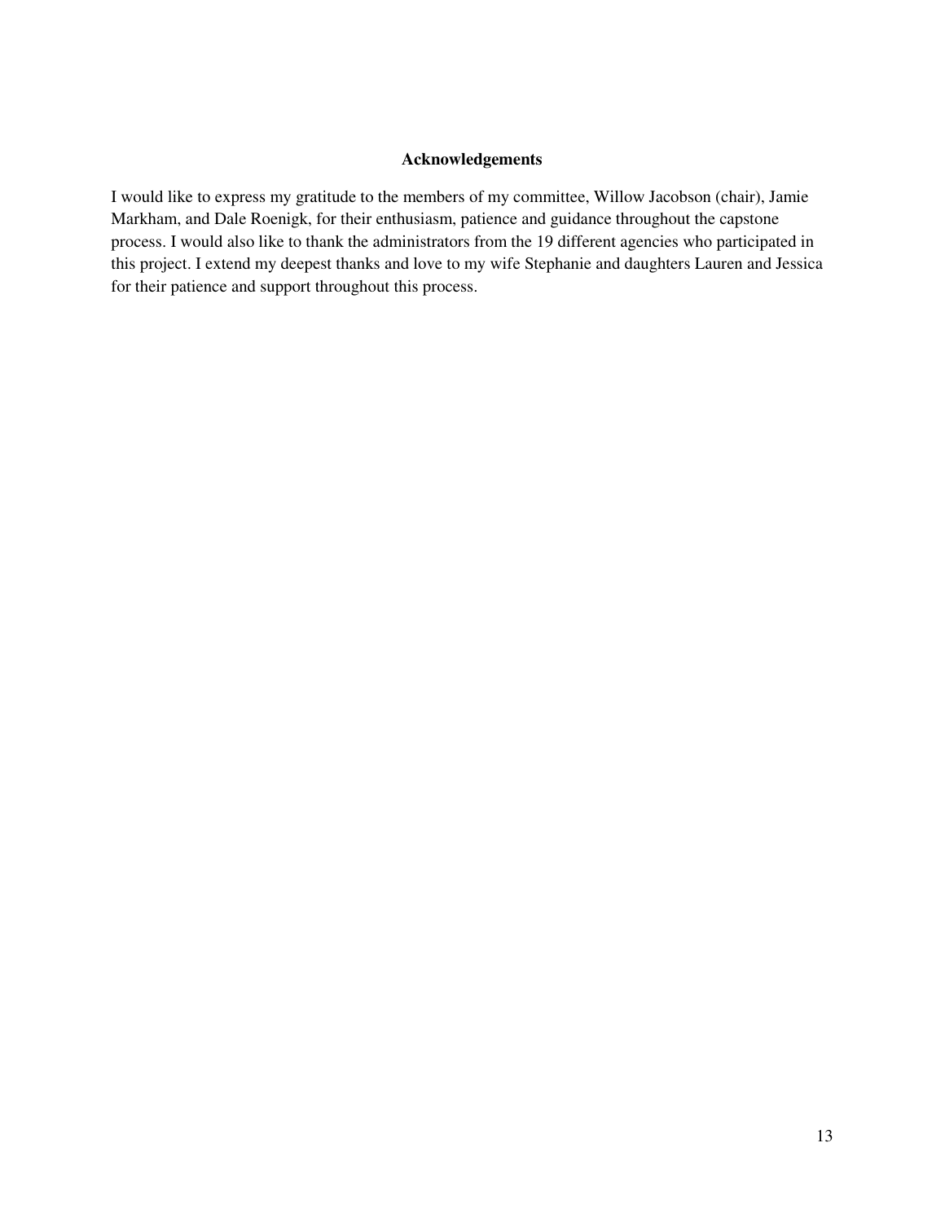# Acknowledgements

I would like to express my gratitude to the members of my committee, Willow Jacobson (chair), Jamie Markham, and Dale Roenigk, for their enthusiasm, patience and guidance throughout the capstone process. I would also like to thank the administrators from the 19 different agencies who participated in this project. I extend my deepest thanks and love to my wife Stephanie and daughters Lauren and Jessica for their patience and support throughout this process.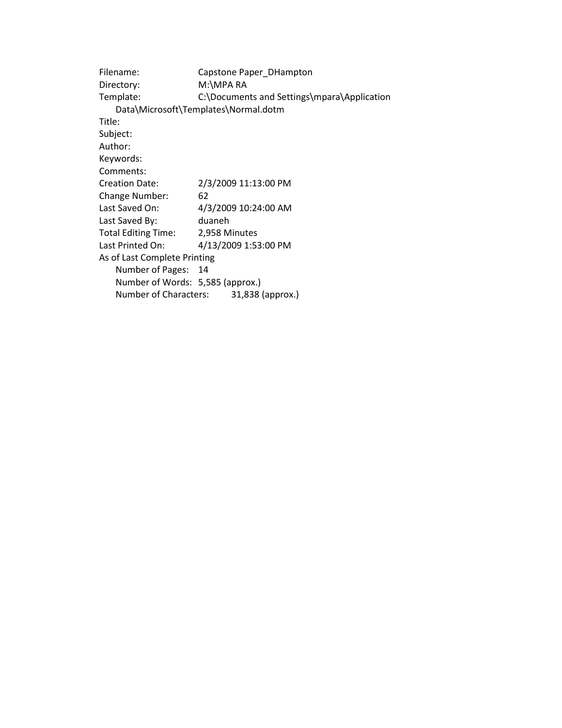Filename: Capstone Paper_DHampton
Directory: M:\MPA RA
Template: C:\Documents and Settings\mpara\Application Data\Microsoft\Templates\Normal.dotm
Title:
Subject:
Author:
Keywords:
Comments:
Creation Date: 2/3/2009 11:13:00 PM
Change Number: 62
Last Saved On: 4/3/2009 10:24:00 AM
Last Saved By: duaneh
Total Editing Time: 2,958 Minutes
Last Printed On: 4/13/2009 1:53:00 PM
As of Last Complete Printing
Number of Pages: 14
Number of Words: 5,585 (approx.)
Number of Characters: 31,838 (approx.)